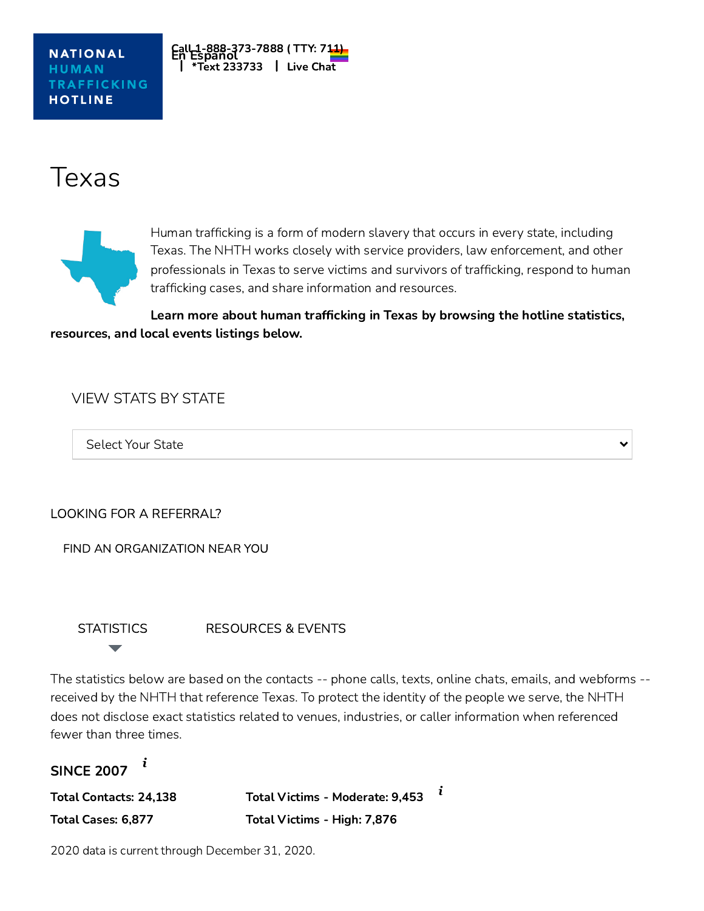**NATIONAL HUMAN TRAFFICKING HOTLINE**

Call 1-888-373-7888 ( TTY: 711) | *Text 233733 | Live Chat | En Español

# Texas

Human trafficking is a form of modern slavery that occurs in every state, including Texas. The NHTH works closely with service providers, law enforcement, and other professionals in Texas to serve victims and survivors of trafficking, respond to human trafficking cases, and share information and resources.

**Learn more about human trafficking in Texas by browsing the hotline statistics, resources, and local events listings below.**

VIEW STATS BY STATE

Select Your State

LOOKING FOR A REFERRAL?

FIND AN ORGANIZATION NEAR YOU

STATISTICS RESOURCES & EVENTS

The statistics below are based on the contacts -- phone calls, texts, online chats, emails, and webforms -- received by the NHTH that reference Texas. To protect the identity of the people we serve, the NHTH does not disclose exact statistics related to venues, industries, or caller information when referenced fewer than three times.

### SINCE 2007

**Total Contacts: 24,138**

**Total Cases: 6,877**

**Total Victims - Moderate: 9,453**

**Total Victims - High: 7,876**

2020 data is current through December 31, 2020.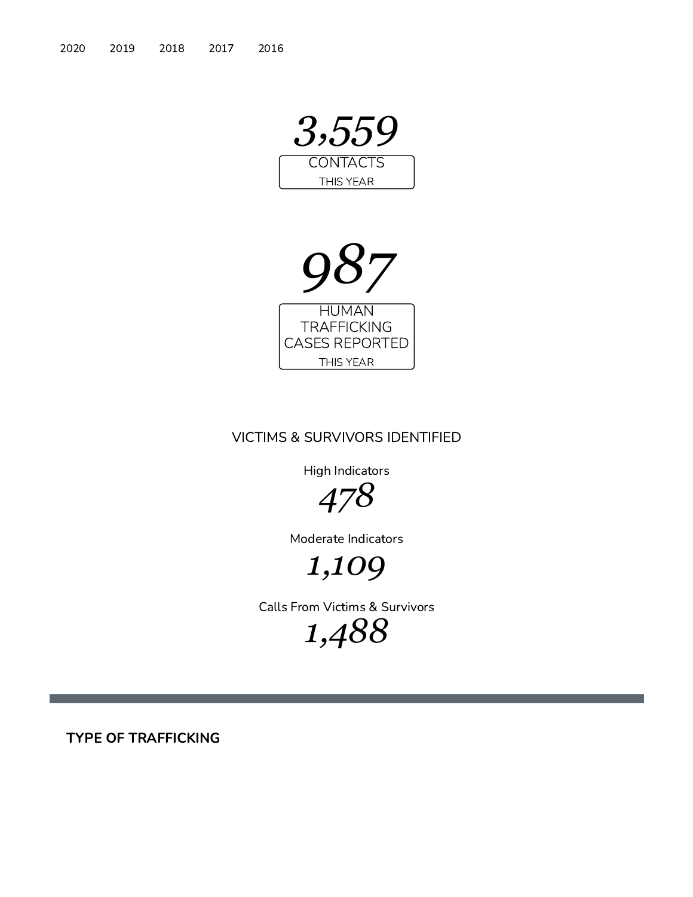2020 2019 2018 2017 2016

# 3,559

CONTACTS

THIS YEAR

# 987

HUMAN TRAFFICKING CASES REPORTED

THIS YEAR

## VICTIMS & SURVIVORS IDENTIFIED

High Indicators

**478**

Moderate Indicators

**1,109**

Calls From Victims & Survivors

**1,488**

---

**TYPE OF TRAFFICKING**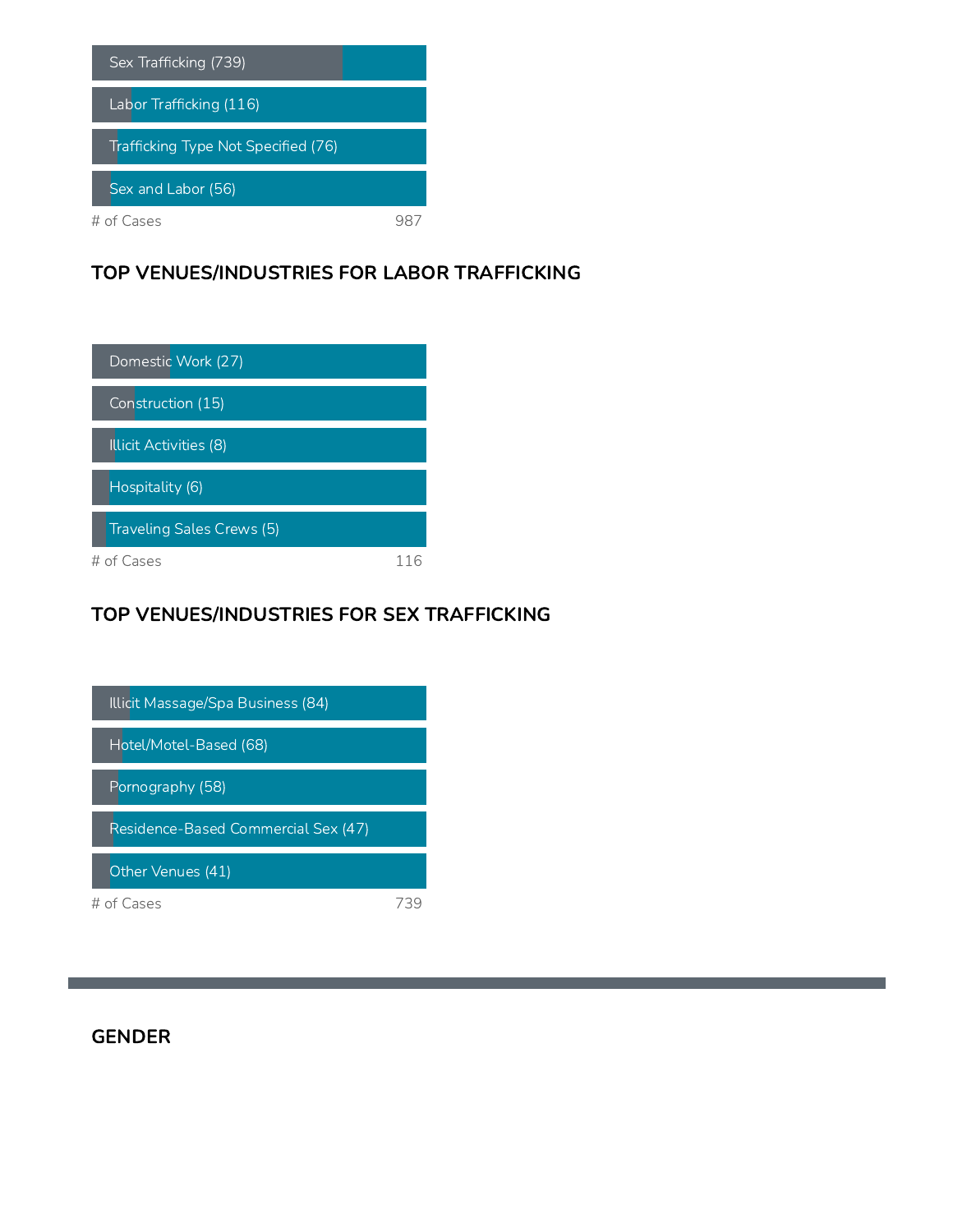| Trafficking Type | # of Cases |
| --- | --- |
| Sex Trafficking | 739 |
| Labor Trafficking | 116 |
| Trafficking Type Not Specified | 76 |
| Sex and Labor | 56 |

\# of Cases: 987

## TOP VENUES/INDUSTRIES FOR LABOR TRAFFICKING

| Venue/Industry | # of Cases |
| --- | --- |
| Domestic Work | 27 |
| Construction | 15 |
| Illicit Activities | 8 |
| Hospitality | 6 |
| Traveling Sales Crews | 5 |

\# of Cases: 116

## TOP VENUES/INDUSTRIES FOR SEX TRAFFICKING

| Venue/Industry | # of Cases |
| --- | --- |
| Illicit Massage/Spa Business | 84 |
| Hotel/Motel-Based | 68 |
| Pornography | 58 |
| Residence-Based Commercial Sex | 47 |
| Other Venues | 41 |

\# of Cases: 739

## GENDER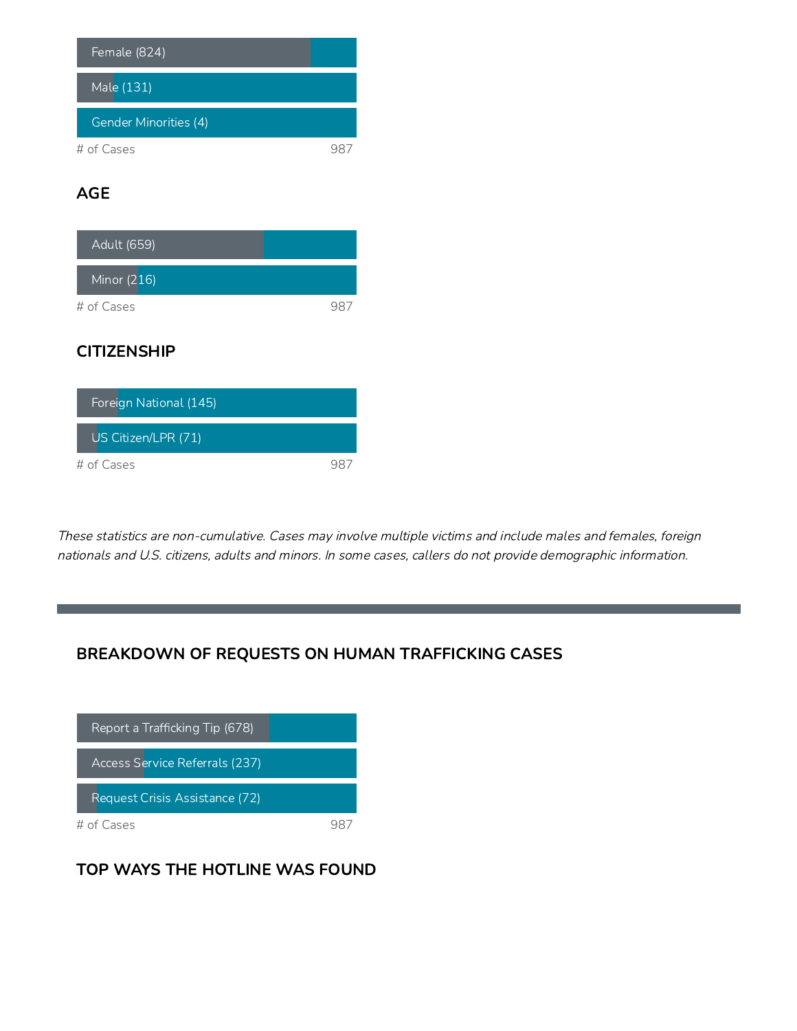Female (824)

Male (131)

Gender Minorities (4)

# of Cases 987

## AGE

Adult (659)

Minor (216)

# of Cases 987

## CITIZENSHIP

Foreign National (145)

US Citizen/LPR (71)

# of Cases 987

*These statistics are non-cumulative. Cases may involve multiple victims and include males and females, foreign nationals and U.S. citizens, adults and minors. In some cases, callers do not provide demographic information.*

---

## BREAKDOWN OF REQUESTS ON HUMAN TRAFFICKING CASES

Report a Trafficking Tip (678)

Access Service Referrals (237)

Request Crisis Assistance (72)

# of Cases 987

## TOP WAYS THE HOTLINE WAS FOUND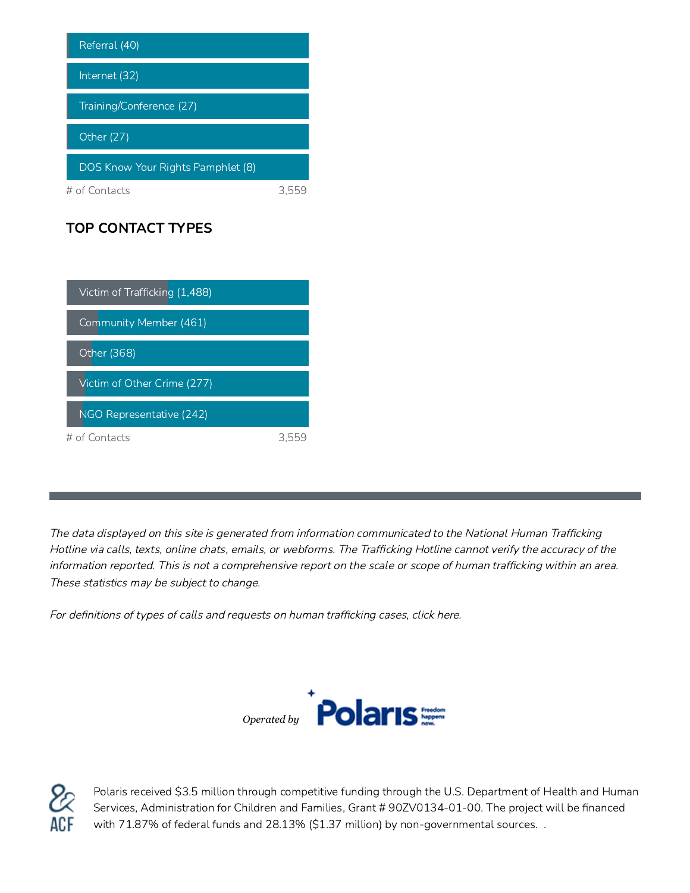- Referral (40)
- Internet (32)
- Training/Conference (27)
- Other (27)
- DOS Know Your Rights Pamphlet (8)

# of Contacts 3,559

### TOP CONTACT TYPES

- Victim of Trafficking (1,488)
- Community Member (461)
- Other (368)
- Victim of Other Crime (277)
- NGO Representative (242)

# of Contacts 3,559

---

*The data displayed on this site is generated from information communicated to the National Human Trafficking Hotline via calls, texts, online chats, emails, or webforms. The Trafficking Hotline cannot verify the accuracy of the information reported. This is not a comprehensive report on the scale or scope of human trafficking within an area. These statistics may be subject to change.*

*For definitions of types of calls and requests on human trafficking cases, click here.*

*Operated by* Polaris Freedom happens now.

ACF

Polaris received $3.5 million through competitive funding through the U.S. Department of Health and Human Services, Administration for Children and Families, Grant # 90ZV0134-01-00. The project will be financed with 71.87% of federal funds and 28.13% ($1.37 million) by non-governmental sources. .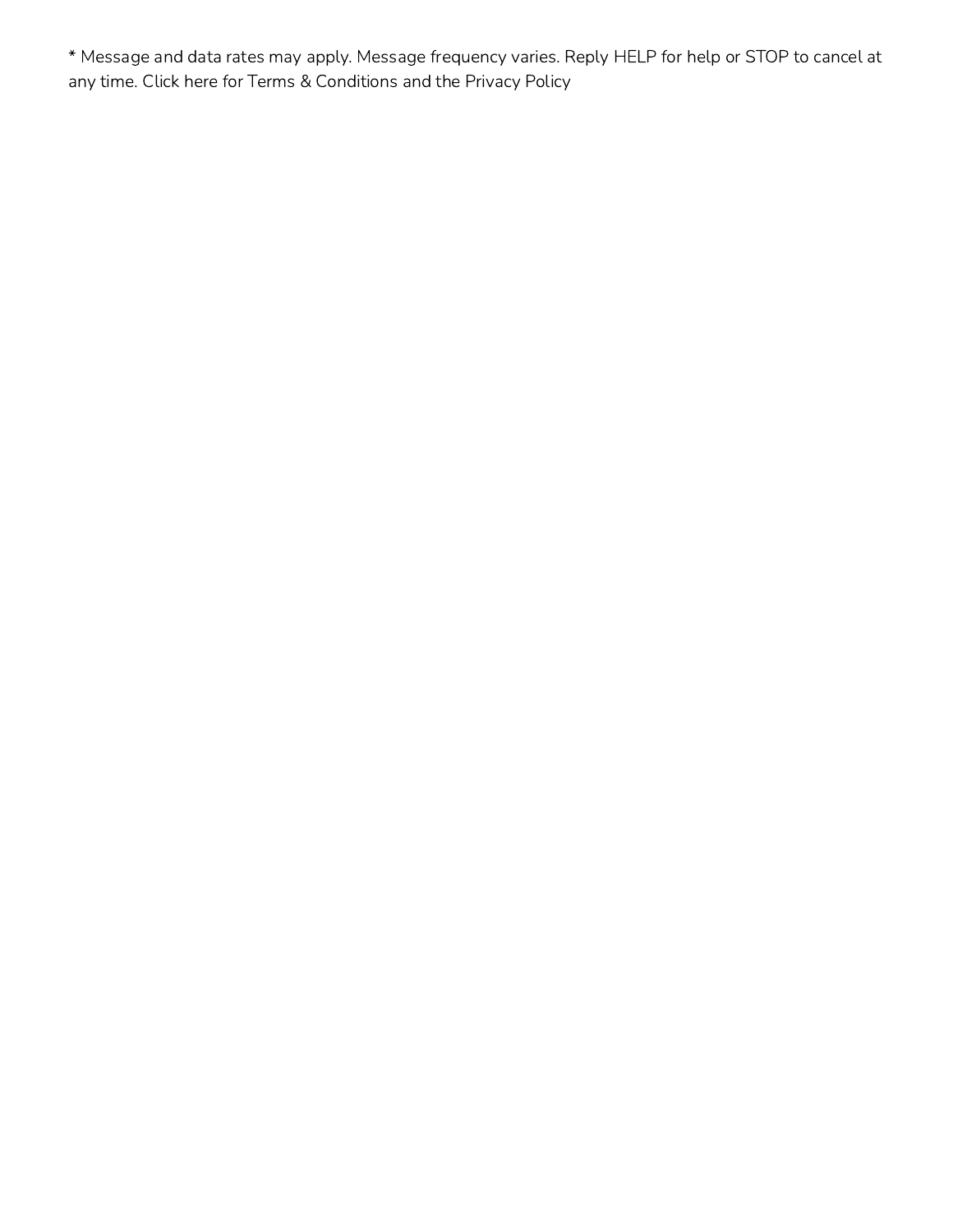* Message and data rates may apply. Message frequency varies. Reply HELP for help or STOP to cancel at any time. Click here for Terms & Conditions and the Privacy Policy